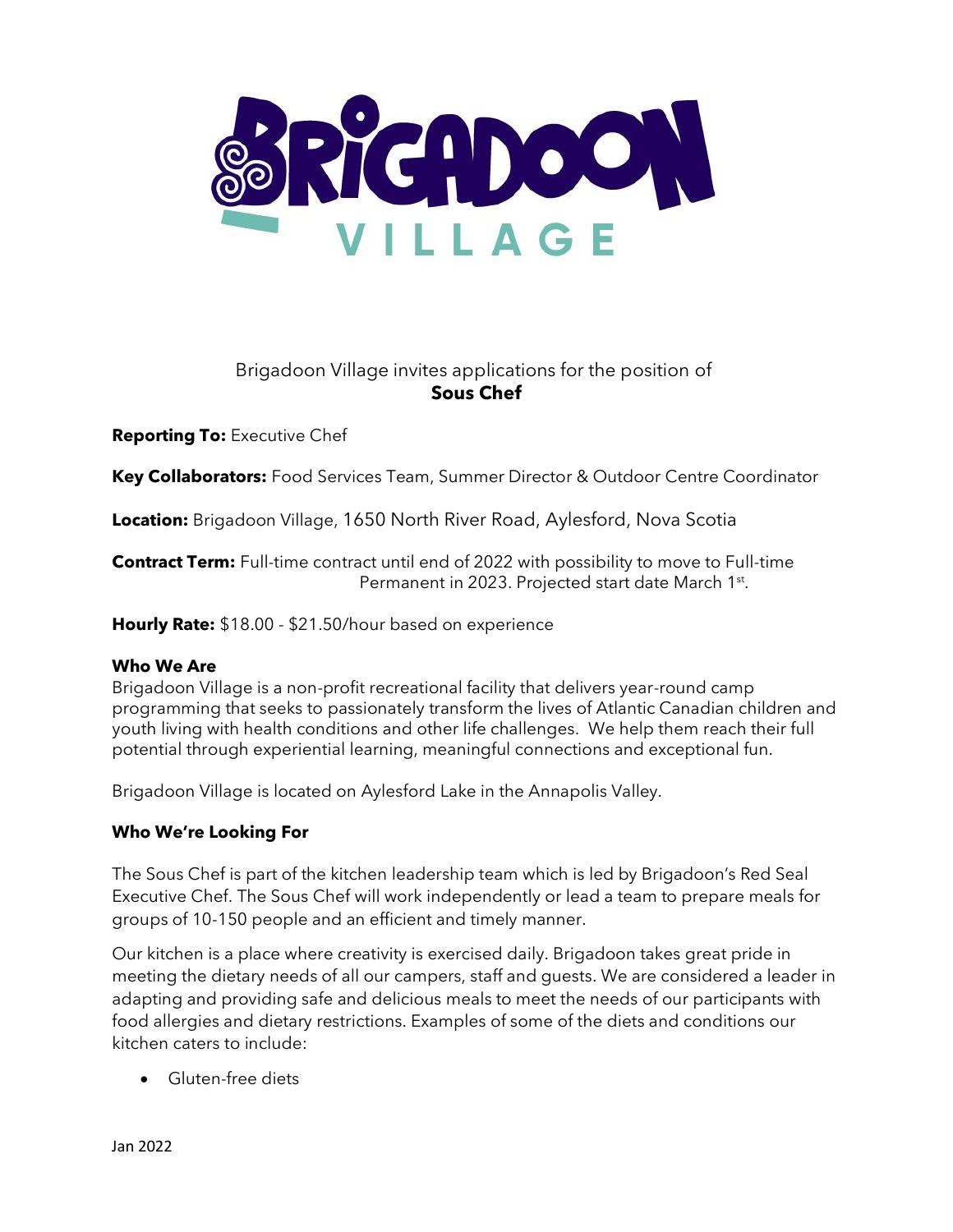# BRIGADOON VILLAGE

Brigadoon Village invites applications for the position of
**Sous Chef**

**Reporting To:** Executive Chef

**Key Collaborators:** Food Services Team, Summer Director & Outdoor Centre Coordinator

**Location:** Brigadoon Village, 1650 North River Road, Aylesford, Nova Scotia

**Contract Term:** Full-time contract until end of 2022 with possibility to move to Full-time Permanent in 2023. Projected start date March 1st.

**Hourly Rate:** $18.00 - $21.50/hour based on experience

**Who We Are**

Brigadoon Village is a non-profit recreational facility that delivers year-round camp programming that seeks to passionately transform the lives of Atlantic Canadian children and youth living with health conditions and other life challenges. We help them reach their full potential through experiential learning, meaningful connections and exceptional fun.

Brigadoon Village is located on Aylesford Lake in the Annapolis Valley.

**Who We're Looking For**

The Sous Chef is part of the kitchen leadership team which is led by Brigadoon's Red Seal Executive Chef. The Sous Chef will work independently or lead a team to prepare meals for groups of 10-150 people and an efficient and timely manner.

Our kitchen is a place where creativity is exercised daily. Brigadoon takes great pride in meeting the dietary needs of all our campers, staff and guests. We are considered a leader in adapting and providing safe and delicious meals to meet the needs of our participants with food allergies and dietary restrictions. Examples of some of the diets and conditions our kitchen caters to include:

- Gluten-free diets

Jan 2022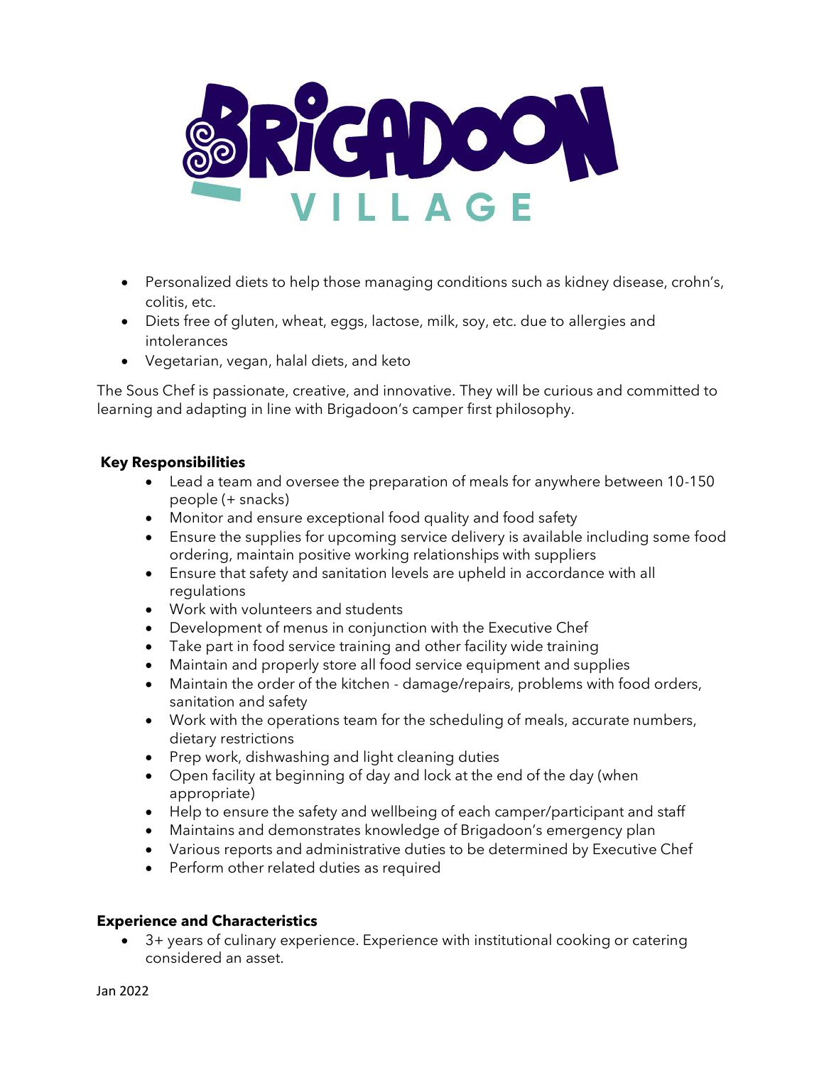- Personalized diets to help those managing conditions such as kidney disease, crohn's, colitis, etc.
- Diets free of gluten, wheat, eggs, lactose, milk, soy, etc. due to allergies and intolerances
- Vegetarian, vegan, halal diets, and keto

The Sous Chef is passionate, creative, and innovative. They will be curious and committed to learning and adapting in line with Brigadoon's camper first philosophy.

**Key Responsibilities**

- Lead a team and oversee the preparation of meals for anywhere between 10-150 people (+ snacks)
- Monitor and ensure exceptional food quality and food safety
- Ensure the supplies for upcoming service delivery is available including some food ordering, maintain positive working relationships with suppliers
- Ensure that safety and sanitation levels are upheld in accordance with all regulations
- Work with volunteers and students
- Development of menus in conjunction with the Executive Chef
- Take part in food service training and other facility wide training
- Maintain and properly store all food service equipment and supplies
- Maintain the order of the kitchen - damage/repairs, problems with food orders, sanitation and safety
- Work with the operations team for the scheduling of meals, accurate numbers, dietary restrictions
- Prep work, dishwashing and light cleaning duties
- Open facility at beginning of day and lock at the end of the day (when appropriate)
- Help to ensure the safety and wellbeing of each camper/participant and staff
- Maintains and demonstrates knowledge of Brigadoon's emergency plan
- Various reports and administrative duties to be determined by Executive Chef
- Perform other related duties as required

**Experience and Characteristics**

- 3+ years of culinary experience. Experience with institutional cooking or catering considered an asset.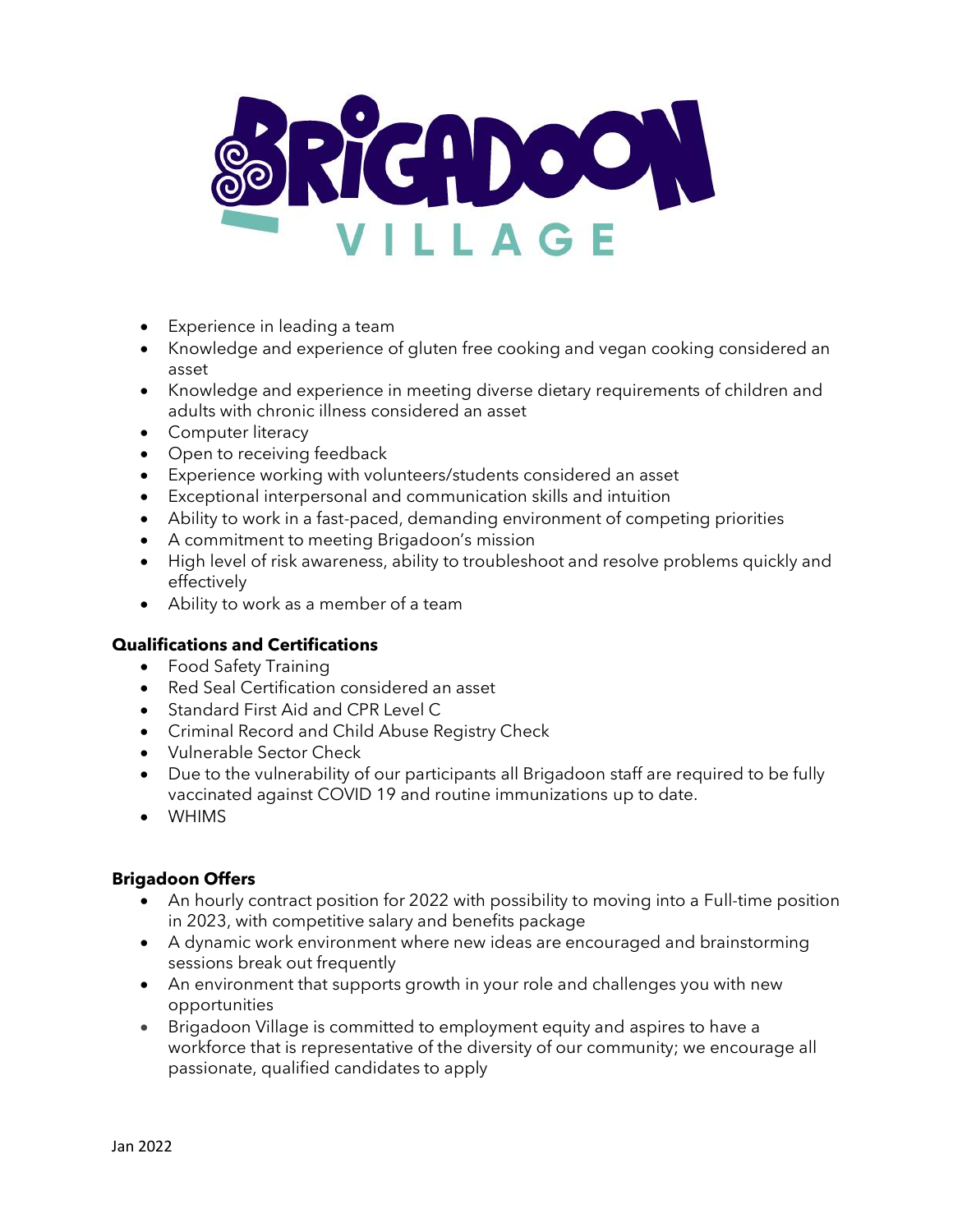- Experience in leading a team
- Knowledge and experience of gluten free cooking and vegan cooking considered an asset
- Knowledge and experience in meeting diverse dietary requirements of children and adults with chronic illness considered an asset
- Computer literacy
- Open to receiving feedback
- Experience working with volunteers/students considered an asset
- Exceptional interpersonal and communication skills and intuition
- Ability to work in a fast-paced, demanding environment of competing priorities
- A commitment to meeting Brigadoon's mission
- High level of risk awareness, ability to troubleshoot and resolve problems quickly and effectively
- Ability to work as a member of a team

**Qualifications and Certifications**

- Food Safety Training
- Red Seal Certification considered an asset
- Standard First Aid and CPR Level C
- Criminal Record and Child Abuse Registry Check
- Vulnerable Sector Check
- Due to the vulnerability of our participants all Brigadoon staff are required to be fully vaccinated against COVID 19 and routine immunizations up to date.
- WHIMS

**Brigadoon Offers**

- An hourly contract position for 2022 with possibility to moving into a Full-time position in 2023, with competitive salary and benefits package
- A dynamic work environment where new ideas are encouraged and brainstorming sessions break out frequently
- An environment that supports growth in your role and challenges you with new opportunities
- Brigadoon Village is committed to employment equity and aspires to have a workforce that is representative of the diversity of our community; we encourage all passionate, qualified candidates to apply

Jan 2022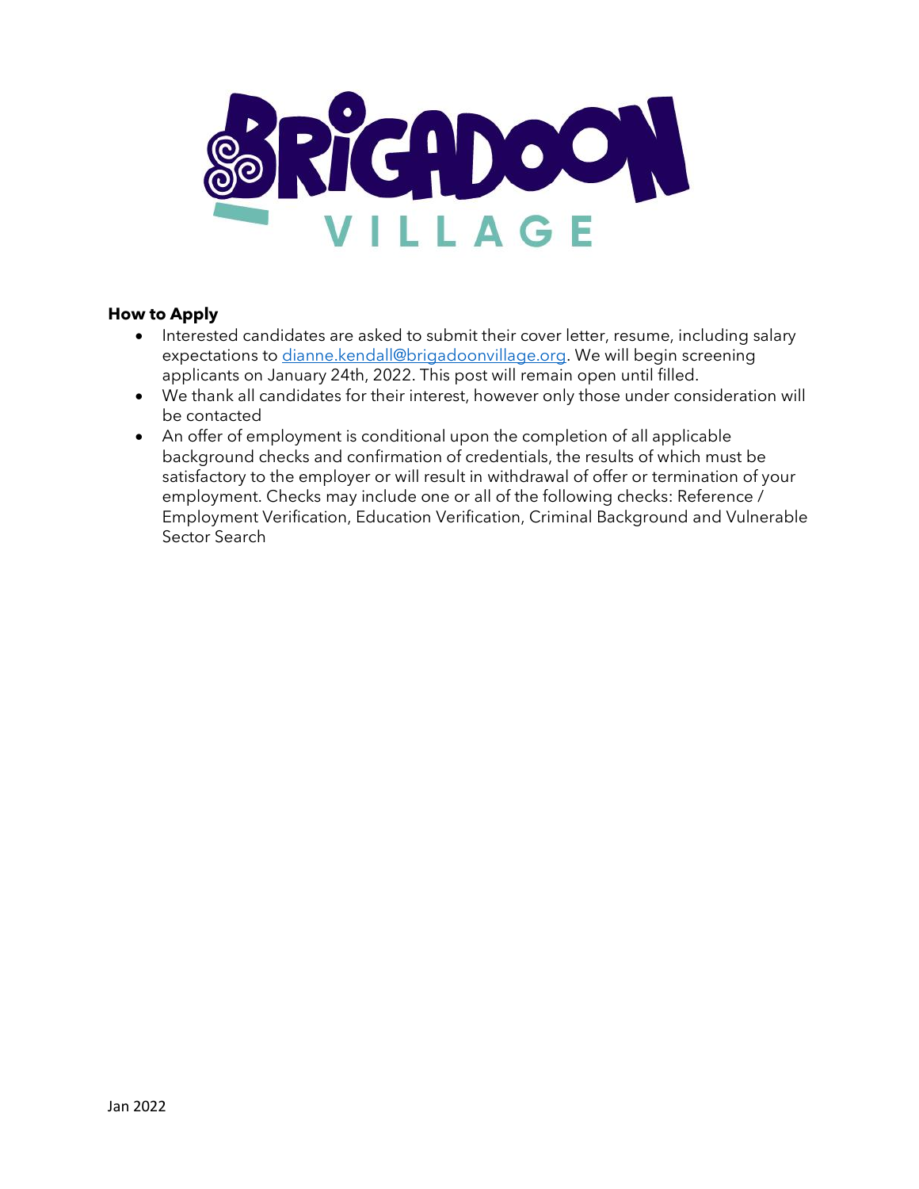## How to Apply

- Interested candidates are asked to submit their cover letter, resume, including salary expectations to [dianne.kendall@brigadoonvillage.org](mailto:dianne.kendall@brigadoonvillage.org). We will begin screening applicants on January 24th, 2022. This post will remain open until filled.
- We thank all candidates for their interest, however only those under consideration will be contacted
- An offer of employment is conditional upon the completion of all applicable background checks and confirmation of credentials, the results of which must be satisfactory to the employer or will result in withdrawal of offer or termination of your employment. Checks may include one or all of the following checks: Reference / Employment Verification, Education Verification, Criminal Background and Vulnerable Sector Search

Jan 2022